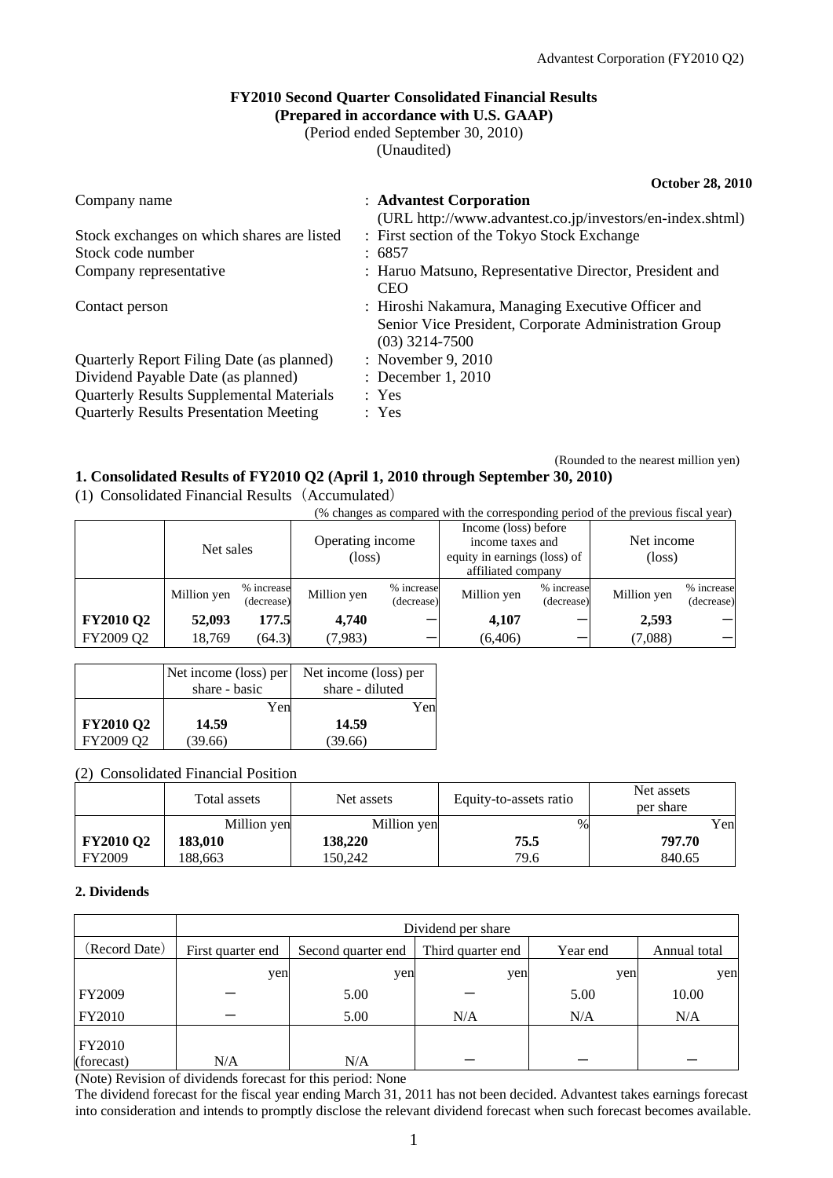# FY2010 Second Quarter Consolidated Financial Results
**(Prepared in accordance with U.S. GAAP)**
(Period ended September 30, 2010)
(Unaudited)

**October 28, 2010**

| | |
|---|---|
| Company name | : **Advantest Corporation** (URL http://www.advantest.co.jp/investors/en-index.shtml) |
| Stock exchanges on which shares are listed | : First section of the Tokyo Stock Exchange |
| Stock code number | : 6857 |
| Company representative | : Haruo Matsuno, Representative Director, President and CEO |
| Contact person | : Hiroshi Nakamura, Managing Executive Officer and Senior Vice President, Corporate Administration Group (03) 3214-7500 |
| Quarterly Report Filing Date (as planned) | : November 9, 2010 |
| Dividend Payable Date (as planned) | : December 1, 2010 |
| Quarterly Results Supplemental Materials | : Yes |
| Quarterly Results Presentation Meeting | : Yes |

(Rounded to the nearest million yen)

## 1. Consolidated Results of FY2010 Q2 (April 1, 2010 through September 30, 2010)

(1) Consolidated Financial Results（Accumulated）

(% changes as compared with the corresponding period of the previous fiscal year)

| | Net sales | | Operating income (loss) | | Income (loss) before income taxes and equity in earnings (loss) of affiliated company | | Net income (loss) | |
|---|---|---|---|---|---|---|---|---|
| | Million yen | % increase (decrease) | Million yen | % increase (decrease) | Million yen | % increase (decrease) | Million yen | % increase (decrease) |
| **FY2010 Q2** | **52,093** | **177.5** | **4,740** | ー | **4,107** | ー | **2,593** | ー |
| FY2009 Q2 | 18,769 | (64.3) | (7,983) | ー | (6,406) | ー | (7,088) | ー |

| | Net income (loss) per share - basic | Net income (loss) per share - diluted |
|---|---|---|
| | Yen | Yen |
| **FY2010 Q2** | **14.59** | **14.59** |
| FY2009 Q2 | (39.66) | (39.66) |

(2) Consolidated Financial Position

| | Total assets | Net assets | Equity-to-assets ratio | Net assets per share |
|---|---|---|---|---|
| | Million yen | Million yen | % | Yen |
| **FY2010 Q2** | **183,010** | **138,220** | **75.5** | **797.70** |
| FY2009 | 188,663 | 150,242 | 79.6 | 840.65 |

### 2. Dividends

| | Dividend per share | | | | |
|---|---|---|---|---|---|
| (Record Date) | First quarter end | Second quarter end | Third quarter end | Year end | Annual total |
| | yen | yen | yen | yen | yen |
| FY2009 | ー | 5.00 | ー | 5.00 | 10.00 |
| FY2010 | ー | 5.00 | N/A | N/A | N/A |
| FY2010 (forecast) | N/A | N/A | ー | ー | ー |

(Note) Revision of dividends forecast for this period: None

The dividend forecast for the fiscal year ending March 31, 2011 has not been decided. Advantest takes earnings forecast into consideration and intends to promptly disclose the relevant dividend forecast when such forecast becomes available.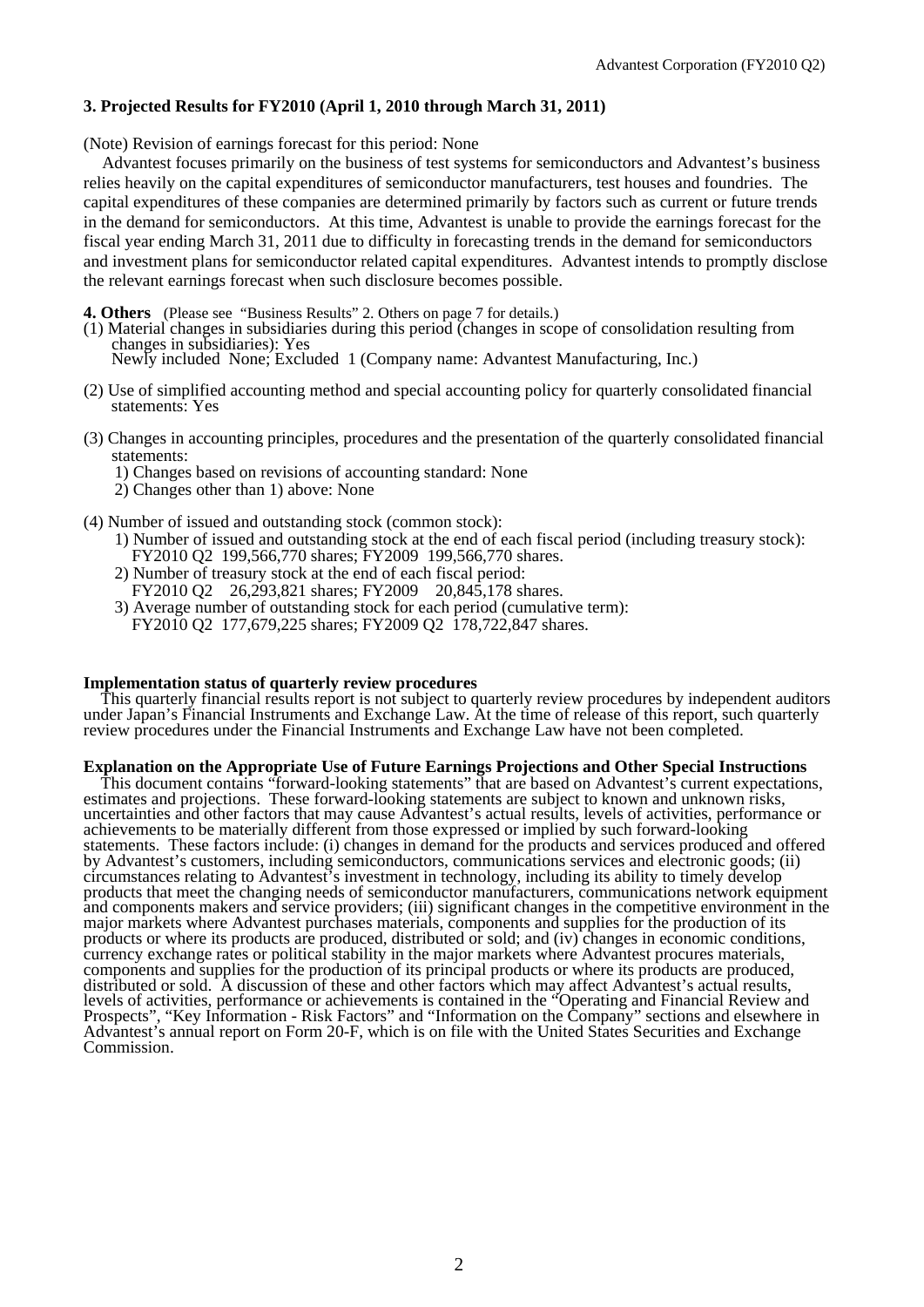### 3. Projected Results for FY2010 (April 1, 2010 through March 31, 2011)

(Note) Revision of earnings forecast for this period: None

Advantest focuses primarily on the business of test systems for semiconductors and Advantest's business relies heavily on the capital expenditures of semiconductor manufacturers, test houses and foundries. The capital expenditures of these companies are determined primarily by factors such as current or future trends in the demand for semiconductors. At this time, Advantest is unable to provide the earnings forecast for the fiscal year ending March 31, 2011 due to difficulty in forecasting trends in the demand for semiconductors and investment plans for semiconductor related capital expenditures. Advantest intends to promptly disclose the relevant earnings forecast when such disclosure becomes possible.

**4. Others** (Please see "Business Results" 2. Others on page 7 for details.)

(1) Material changes in subsidiaries during this period (changes in scope of consolidation resulting from changes in subsidiaries): Yes
Newly included None; Excluded 1 (Company name: Advantest Manufacturing, Inc.)

(2) Use of simplified accounting method and special accounting policy for quarterly consolidated financial statements: Yes

(3) Changes in accounting principles, procedures and the presentation of the quarterly consolidated financial statements:
1) Changes based on revisions of accounting standard: None
2) Changes other than 1) above: None

(4) Number of issued and outstanding stock (common stock):
1) Number of issued and outstanding stock at the end of each fiscal period (including treasury stock):
FY2010 Q2 199,566,770 shares; FY2009 199,566,770 shares.
2) Number of treasury stock at the end of each fiscal period:
FY2010 Q2 26,293,821 shares; FY2009 20,845,178 shares.
3) Average number of outstanding stock for each period (cumulative term):
FY2010 Q2 177,679,225 shares; FY2009 Q2 178,722,847 shares.

**Implementation status of quarterly review procedures**

This quarterly financial results report is not subject to quarterly review procedures by independent auditors under Japan's Financial Instruments and Exchange Law. At the time of release of this report, such quarterly review procedures under the Financial Instruments and Exchange Law have not been completed.

**Explanation on the Appropriate Use of Future Earnings Projections and Other Special Instructions**

This document contains "forward-looking statements" that are based on Advantest's current expectations, estimates and projections. These forward-looking statements are subject to known and unknown risks, uncertainties and other factors that may cause Advantest's actual results, levels of activities, performance or achievements to be materially different from those expressed or implied by such forward-looking statements. These factors include: (i) changes in demand for the products and services produced and offered by Advantest's customers, including semiconductors, communications services and electronic goods; (ii) circumstances relating to Advantest's investment in technology, including its ability to timely develop products that meet the changing needs of semiconductor manufacturers, communications network equipment and components makers and service providers; (iii) significant changes in the competitive environment in the major markets where Advantest purchases materials, components and supplies for the production of its products or where its products are produced, distributed or sold; and (iv) changes in economic conditions, currency exchange rates or political stability in the major markets where Advantest procures materials, components and supplies for the production of its principal products or where its products are produced, distributed or sold. A discussion of these and other factors which may affect Advantest's actual results, levels of activities, performance or achievements is contained in the "Operating and Financial Review and Prospects", "Key Information - Risk Factors" and "Information on the Company" sections and elsewhere in Advantest's annual report on Form 20-F, which is on file with the United States Securities and Exchange Commission.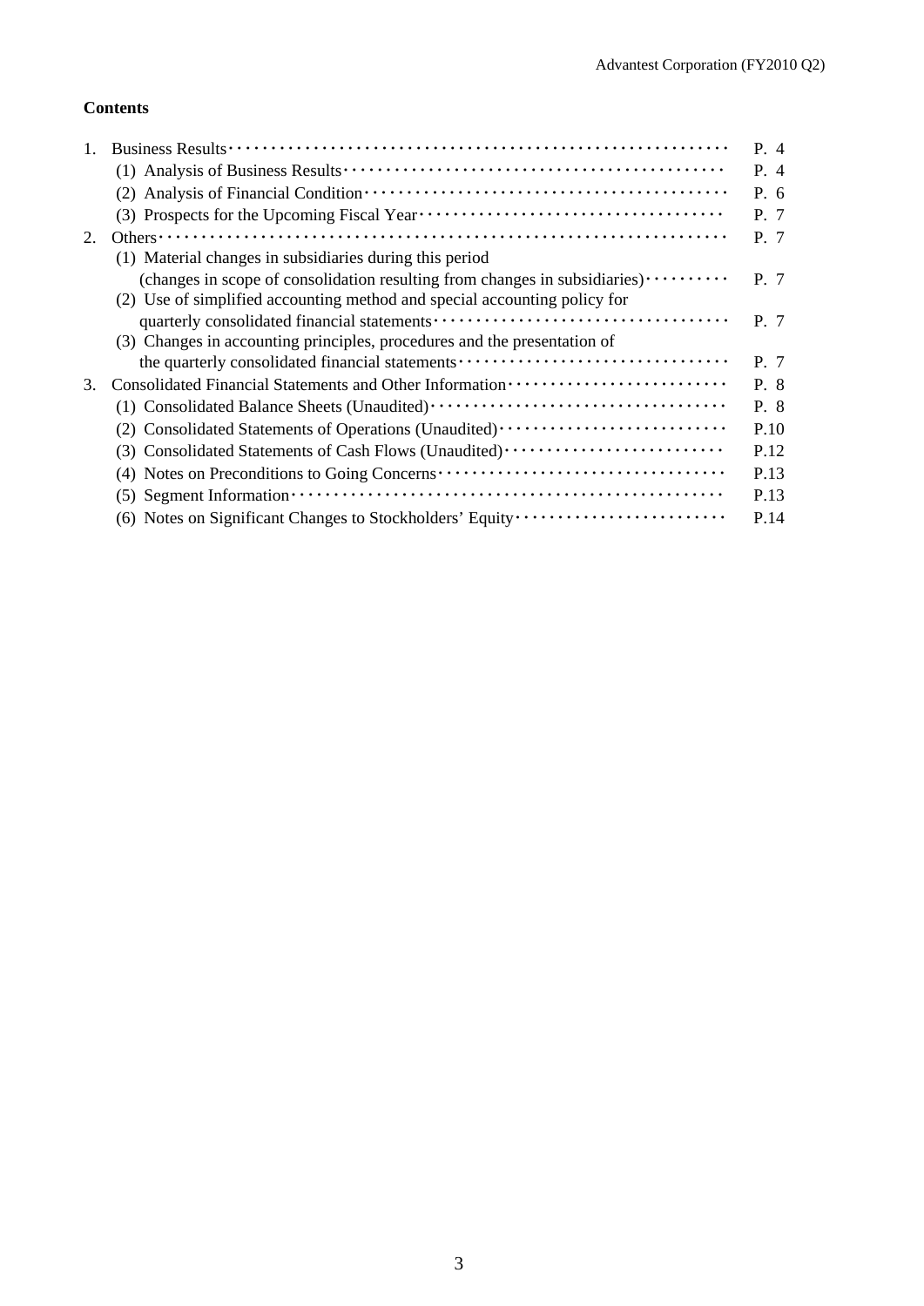**Contents**

| | | |
|---|---|---|
| 1. | Business Results | P. 4 |
| | (1) Analysis of Business Results | P. 4 |
| | (2) Analysis of Financial Condition | P. 6 |
| | (3) Prospects for the Upcoming Fiscal Year | P. 7 |
| 2. | Others | P. 7 |
| | (1) Material changes in subsidiaries during this period (changes in scope of consolidation resulting from changes in subsidiaries) | P. 7 |
| | (2) Use of simplified accounting method and special accounting policy for quarterly consolidated financial statements | P. 7 |
| | (3) Changes in accounting principles, procedures and the presentation of the quarterly consolidated financial statements | P. 7 |
| 3. | Consolidated Financial Statements and Other Information | P. 8 |
| | (1) Consolidated Balance Sheets (Unaudited) | P. 8 |
| | (2) Consolidated Statements of Operations (Unaudited) | P.10 |
| | (3) Consolidated Statements of Cash Flows (Unaudited) | P.12 |
| | (4) Notes on Preconditions to Going Concerns | P.13 |
| | (5) Segment Information | P.13 |
| | (6) Notes on Significant Changes to Stockholders' Equity | P.14 |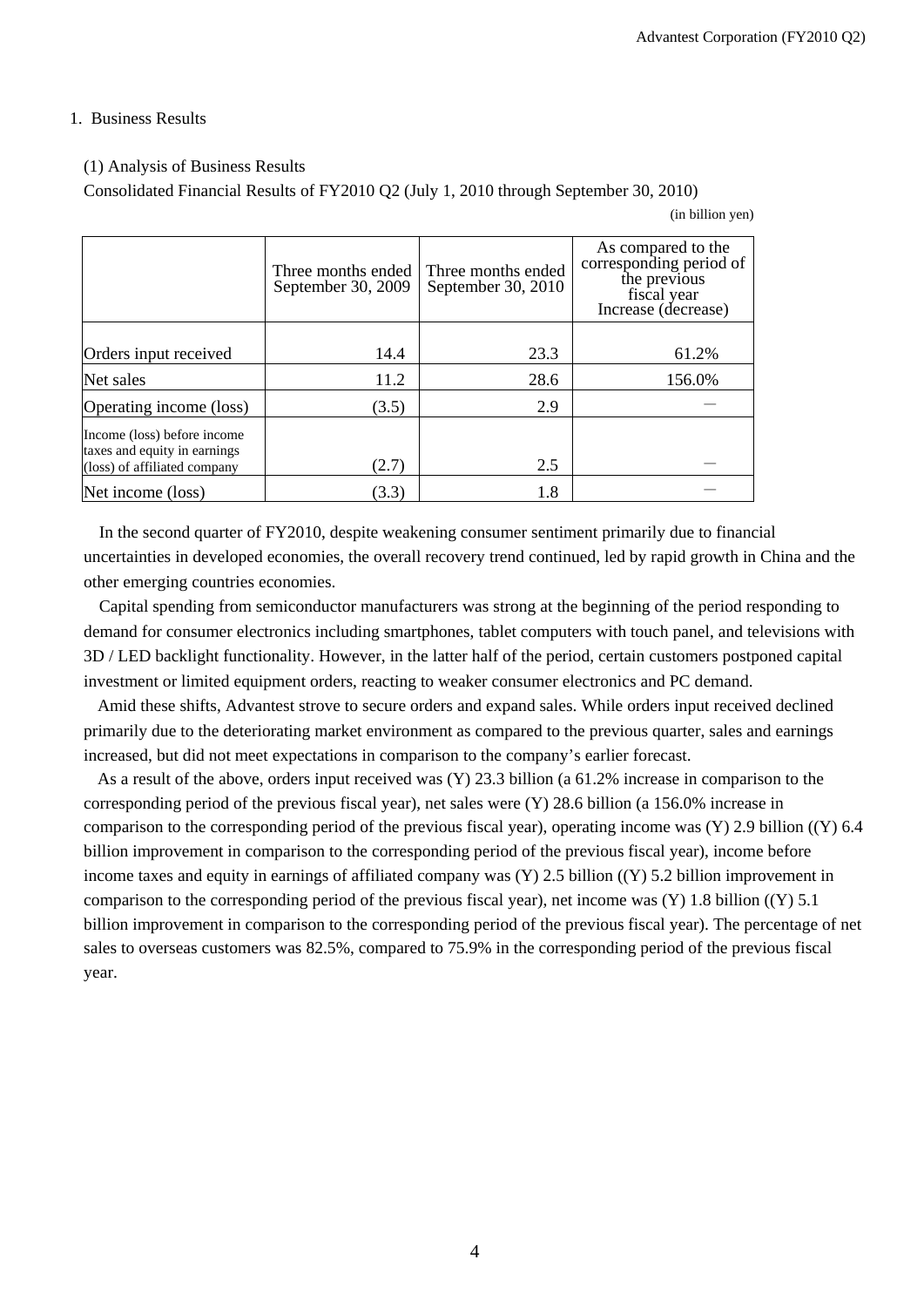## 1. Business Results

### (1) Analysis of Business Results

Consolidated Financial Results of FY2010 Q2 (July 1, 2010 through September 30, 2010)

(in billion yen)

| | Three months ended September 30, 2009 | Three months ended September 30, 2010 | As compared to the corresponding period of the previous fiscal year Increase (decrease) |
|---|---|---|---|
| Orders input received | 14.4 | 23.3 | 61.2% |
| Net sales | 11.2 | 28.6 | 156.0% |
| Operating income (loss) | (3.5) | 2.9 | － |
| Income (loss) before income taxes and equity in earnings (loss) of affiliated company | (2.7) | 2.5 | － |
| Net income (loss) | (3.3) | 1.8 | － |

In the second quarter of FY2010, despite weakening consumer sentiment primarily due to financial uncertainties in developed economies, the overall recovery trend continued, led by rapid growth in China and the other emerging countries economies.

Capital spending from semiconductor manufacturers was strong at the beginning of the period responding to demand for consumer electronics including smartphones, tablet computers with touch panel, and televisions with 3D / LED backlight functionality. However, in the latter half of the period, certain customers postponed capital investment or limited equipment orders, reacting to weaker consumer electronics and PC demand.

Amid these shifts, Advantest strove to secure orders and expand sales. While orders input received declined primarily due to the deteriorating market environment as compared to the previous quarter, sales and earnings increased, but did not meet expectations in comparison to the company's earlier forecast.

As a result of the above, orders input received was (Y) 23.3 billion (a 61.2% increase in comparison to the corresponding period of the previous fiscal year), net sales were (Y) 28.6 billion (a 156.0% increase in comparison to the corresponding period of the previous fiscal year), operating income was (Y) 2.9 billion ((Y) 6.4 billion improvement in comparison to the corresponding period of the previous fiscal year), income before income taxes and equity in earnings of affiliated company was (Y) 2.5 billion ((Y) 5.2 billion improvement in comparison to the corresponding period of the previous fiscal year), net income was (Y) 1.8 billion ((Y) 5.1 billion improvement in comparison to the corresponding period of the previous fiscal year). The percentage of net sales to overseas customers was 82.5%, compared to 75.9% in the corresponding period of the previous fiscal year.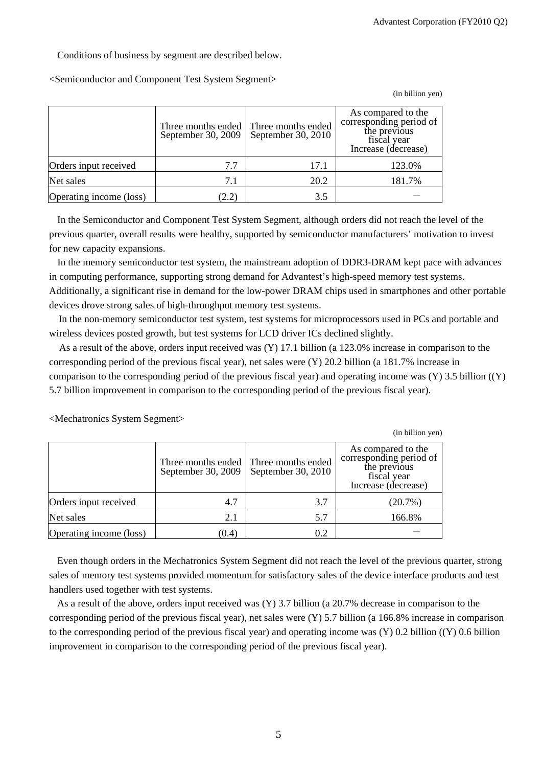Conditions of business by segment are described below.

<Semiconductor and Component Test System Segment>

(in billion yen)

| | Three months ended September 30, 2009 | Three months ended September 30, 2010 | As compared to the corresponding period of the previous fiscal year Increase (decrease) |
|---|---|---|---|
| Orders input received | 7.7 | 17.1 | 123.0% |
| Net sales | 7.1 | 20.2 | 181.7% |
| Operating income (loss) | (2.2) | 3.5 | － |

In the Semiconductor and Component Test System Segment, although orders did not reach the level of the previous quarter, overall results were healthy, supported by semiconductor manufacturers' motivation to invest for new capacity expansions.

In the memory semiconductor test system, the mainstream adoption of DDR3-DRAM kept pace with advances in computing performance, supporting strong demand for Advantest's high-speed memory test systems. Additionally, a significant rise in demand for the low-power DRAM chips used in smartphones and other portable devices drove strong sales of high-throughput memory test systems.

In the non-memory semiconductor test system, test systems for microprocessors used in PCs and portable and wireless devices posted growth, but test systems for LCD driver ICs declined slightly.

As a result of the above, orders input received was (Y) 17.1 billion (a 123.0% increase in comparison to the corresponding period of the previous fiscal year), net sales were (Y) 20.2 billion (a 181.7% increase in comparison to the corresponding period of the previous fiscal year) and operating income was (Y) 3.5 billion ((Y) 5.7 billion improvement in comparison to the corresponding period of the previous fiscal year).

<Mechatronics System Segment>

(in billion yen)

| | Three months ended September 30, 2009 | Three months ended September 30, 2010 | As compared to the corresponding period of the previous fiscal year Increase (decrease) |
|---|---|---|---|
| Orders input received | 4.7 | 3.7 | (20.7%) |
| Net sales | 2.1 | 5.7 | 166.8% |
| Operating income (loss) | (0.4) | 0.2 | － |

Even though orders in the Mechatronics System Segment did not reach the level of the previous quarter, strong sales of memory test systems provided momentum for satisfactory sales of the device interface products and test handlers used together with test systems.

As a result of the above, orders input received was (Y) 3.7 billion (a 20.7% decrease in comparison to the corresponding period of the previous fiscal year), net sales were (Y) 5.7 billion (a 166.8% increase in comparison to the corresponding period of the previous fiscal year) and operating income was (Y) 0.2 billion ((Y) 0.6 billion improvement in comparison to the corresponding period of the previous fiscal year).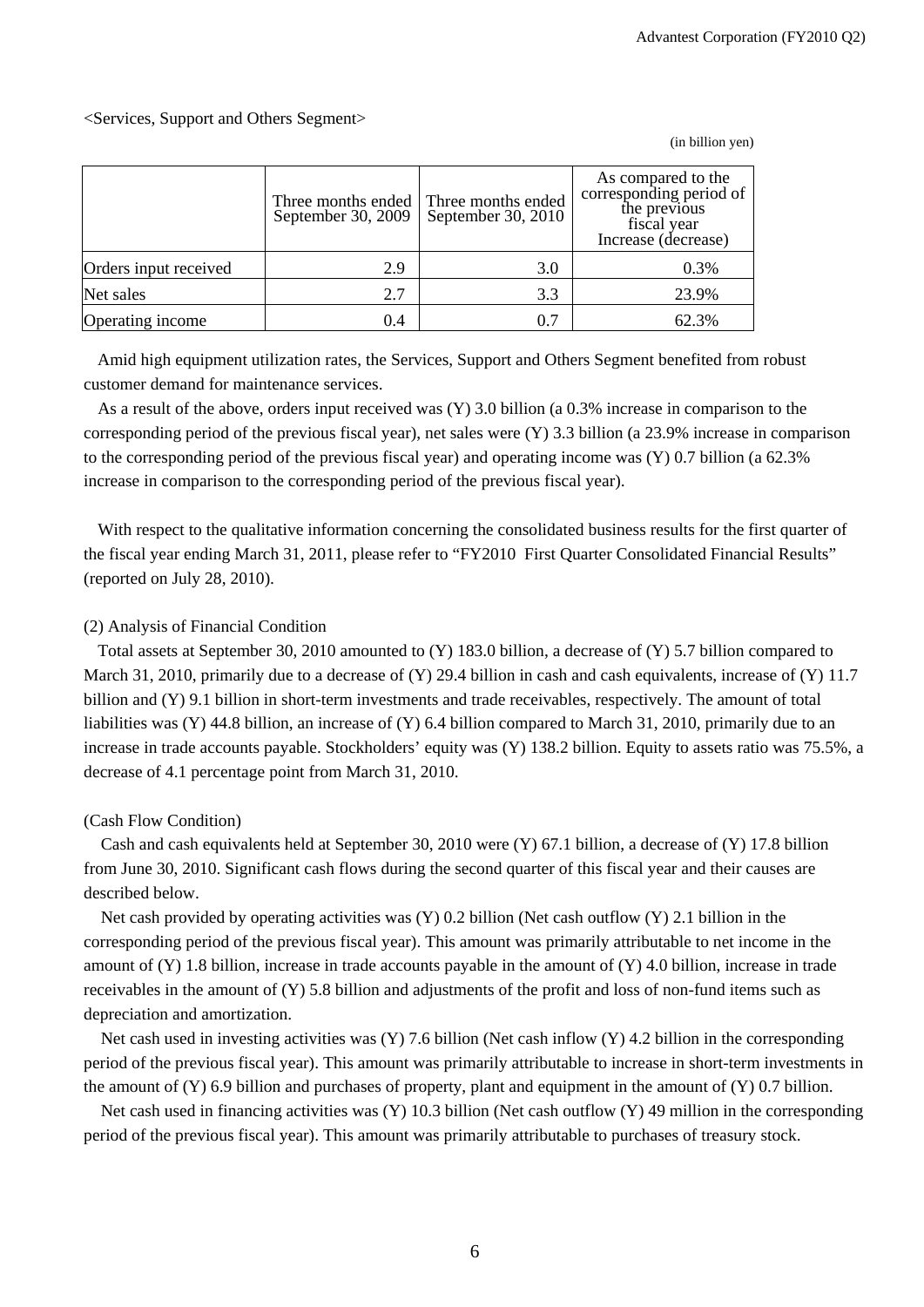<Services, Support and Others Segment>

(in billion yen)

|  | Three months ended September 30, 2009 | Three months ended September 30, 2010 | As compared to the corresponding period of the previous fiscal year Increase (decrease) |
|---|---|---|---|
| Orders input received | 2.9 | 3.0 | 0.3% |
| Net sales | 2.7 | 3.3 | 23.9% |
| Operating income | 0.4 | 0.7 | 62.3% |

Amid high equipment utilization rates, the Services, Support and Others Segment benefited from robust customer demand for maintenance services.

As a result of the above, orders input received was (Y) 3.0 billion (a 0.3% increase in comparison to the corresponding period of the previous fiscal year), net sales were (Y) 3.3 billion (a 23.9% increase in comparison to the corresponding period of the previous fiscal year) and operating income was (Y) 0.7 billion (a 62.3% increase in comparison to the corresponding period of the previous fiscal year).

With respect to the qualitative information concerning the consolidated business results for the first quarter of the fiscal year ending March 31, 2011, please refer to "FY2010 First Quarter Consolidated Financial Results" (reported on July 28, 2010).

(2) Analysis of Financial Condition

Total assets at September 30, 2010 amounted to (Y) 183.0 billion, a decrease of (Y) 5.7 billion compared to March 31, 2010, primarily due to a decrease of (Y) 29.4 billion in cash and cash equivalents, increase of (Y) 11.7 billion and (Y) 9.1 billion in short-term investments and trade receivables, respectively. The amount of total liabilities was (Y) 44.8 billion, an increase of (Y) 6.4 billion compared to March 31, 2010, primarily due to an increase in trade accounts payable. Stockholders' equity was (Y) 138.2 billion. Equity to assets ratio was 75.5%, a decrease of 4.1 percentage point from March 31, 2010.

(Cash Flow Condition)

Cash and cash equivalents held at September 30, 2010 were (Y) 67.1 billion, a decrease of (Y) 17.8 billion from June 30, 2010. Significant cash flows during the second quarter of this fiscal year and their causes are described below.

Net cash provided by operating activities was (Y) 0.2 billion (Net cash outflow (Y) 2.1 billion in the corresponding period of the previous fiscal year). This amount was primarily attributable to net income in the amount of (Y) 1.8 billion, increase in trade accounts payable in the amount of (Y) 4.0 billion, increase in trade receivables in the amount of (Y) 5.8 billion and adjustments of the profit and loss of non-fund items such as depreciation and amortization.

Net cash used in investing activities was (Y) 7.6 billion (Net cash inflow (Y) 4.2 billion in the corresponding period of the previous fiscal year). This amount was primarily attributable to increase in short-term investments in the amount of (Y) 6.9 billion and purchases of property, plant and equipment in the amount of (Y) 0.7 billion.

Net cash used in financing activities was (Y) 10.3 billion (Net cash outflow (Y) 49 million in the corresponding period of the previous fiscal year). This amount was primarily attributable to purchases of treasury stock.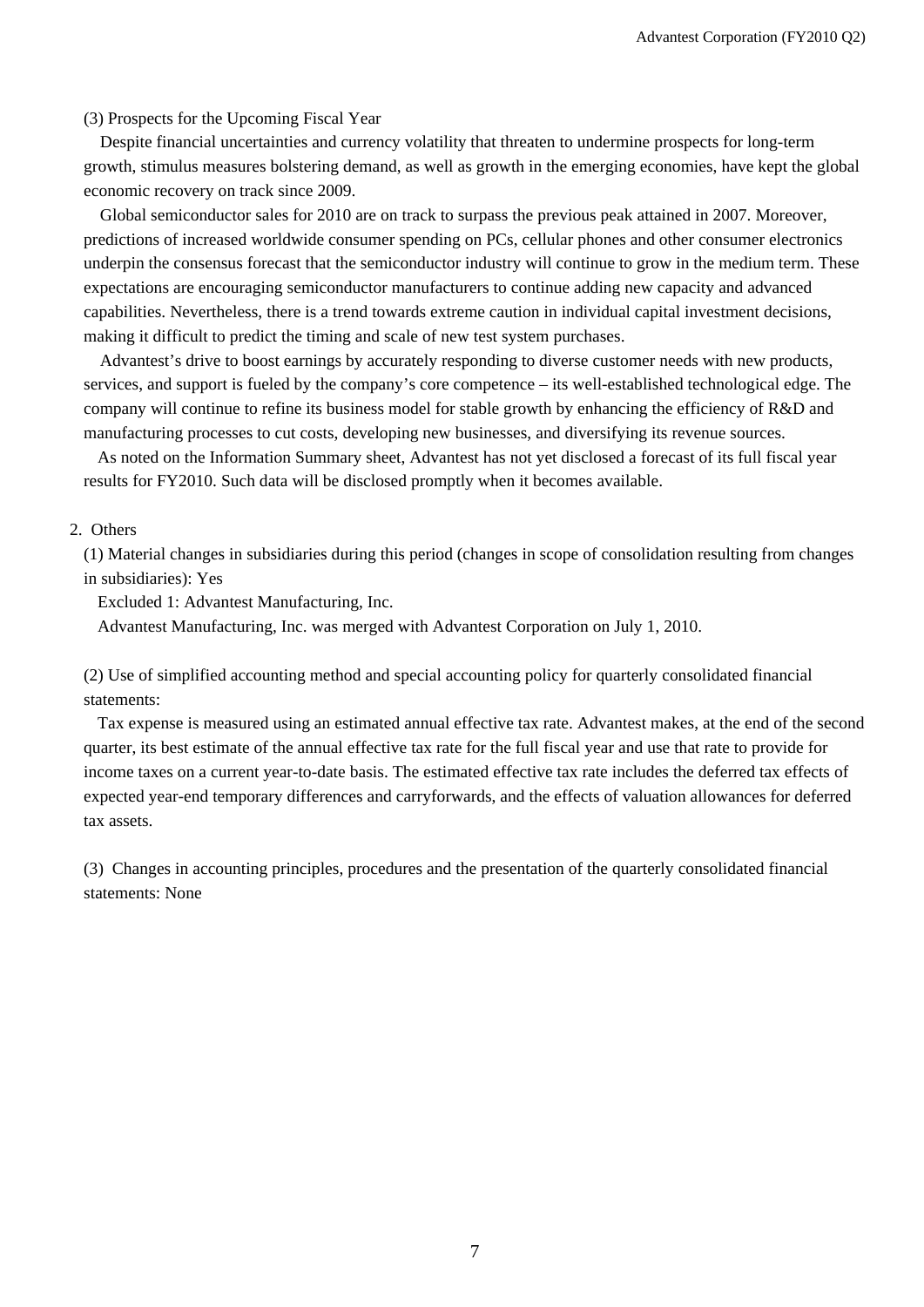### (3) Prospects for the Upcoming Fiscal Year

Despite financial uncertainties and currency volatility that threaten to undermine prospects for long-term growth, stimulus measures bolstering demand, as well as growth in the emerging economies, have kept the global economic recovery on track since 2009.

Global semiconductor sales for 2010 are on track to surpass the previous peak attained in 2007. Moreover, predictions of increased worldwide consumer spending on PCs, cellular phones and other consumer electronics underpin the consensus forecast that the semiconductor industry will continue to grow in the medium term. These expectations are encouraging semiconductor manufacturers to continue adding new capacity and advanced capabilities. Nevertheless, there is a trend towards extreme caution in individual capital investment decisions, making it difficult to predict the timing and scale of new test system purchases.

Advantest's drive to boost earnings by accurately responding to diverse customer needs with new products, services, and support is fueled by the company's core competence – its well-established technological edge. The company will continue to refine its business model for stable growth by enhancing the efficiency of R&D and manufacturing processes to cut costs, developing new businesses, and diversifying its revenue sources.

As noted on the Information Summary sheet, Advantest has not yet disclosed a forecast of its full fiscal year results for FY2010. Such data will be disclosed promptly when it becomes available.

## 2. Others

(1) Material changes in subsidiaries during this period (changes in scope of consolidation resulting from changes in subsidiaries): Yes

Excluded 1: Advantest Manufacturing, Inc.

Advantest Manufacturing, Inc. was merged with Advantest Corporation on July 1, 2010.

(2) Use of simplified accounting method and special accounting policy for quarterly consolidated financial statements:

Tax expense is measured using an estimated annual effective tax rate. Advantest makes, at the end of the second quarter, its best estimate of the annual effective tax rate for the full fiscal year and use that rate to provide for income taxes on a current year-to-date basis. The estimated effective tax rate includes the deferred tax effects of expected year-end temporary differences and carryforwards, and the effects of valuation allowances for deferred tax assets.

(3) Changes in accounting principles, procedures and the presentation of the quarterly consolidated financial statements: None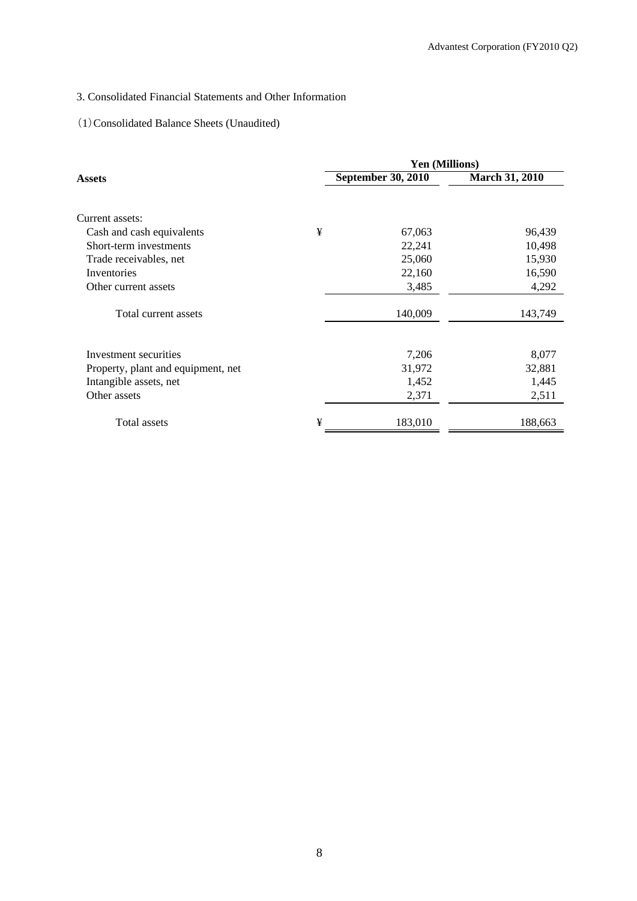3. Consolidated Financial Statements and Other Information

(1) Consolidated Balance Sheets (Unaudited)

| Assets | | Yen (Millions) | |
|---|---|---|---|
| | | September 30, 2010 | March 31, 2010 |
| Current assets: | | | |
| Cash and cash equivalents | ¥ | 67,063 | 96,439 |
| Short-term investments | | 22,241 | 10,498 |
| Trade receivables, net | | 25,060 | 15,930 |
| Inventories | | 22,160 | 16,590 |
| Other current assets | | 3,485 | 4,292 |
| Total current assets | | 140,009 | 143,749 |
| Investment securities | | 7,206 | 8,077 |
| Property, plant and equipment, net | | 31,972 | 32,881 |
| Intangible assets, net | | 1,452 | 1,445 |
| Other assets | | 2,371 | 2,511 |
| Total assets | ¥ | 183,010 | 188,663 |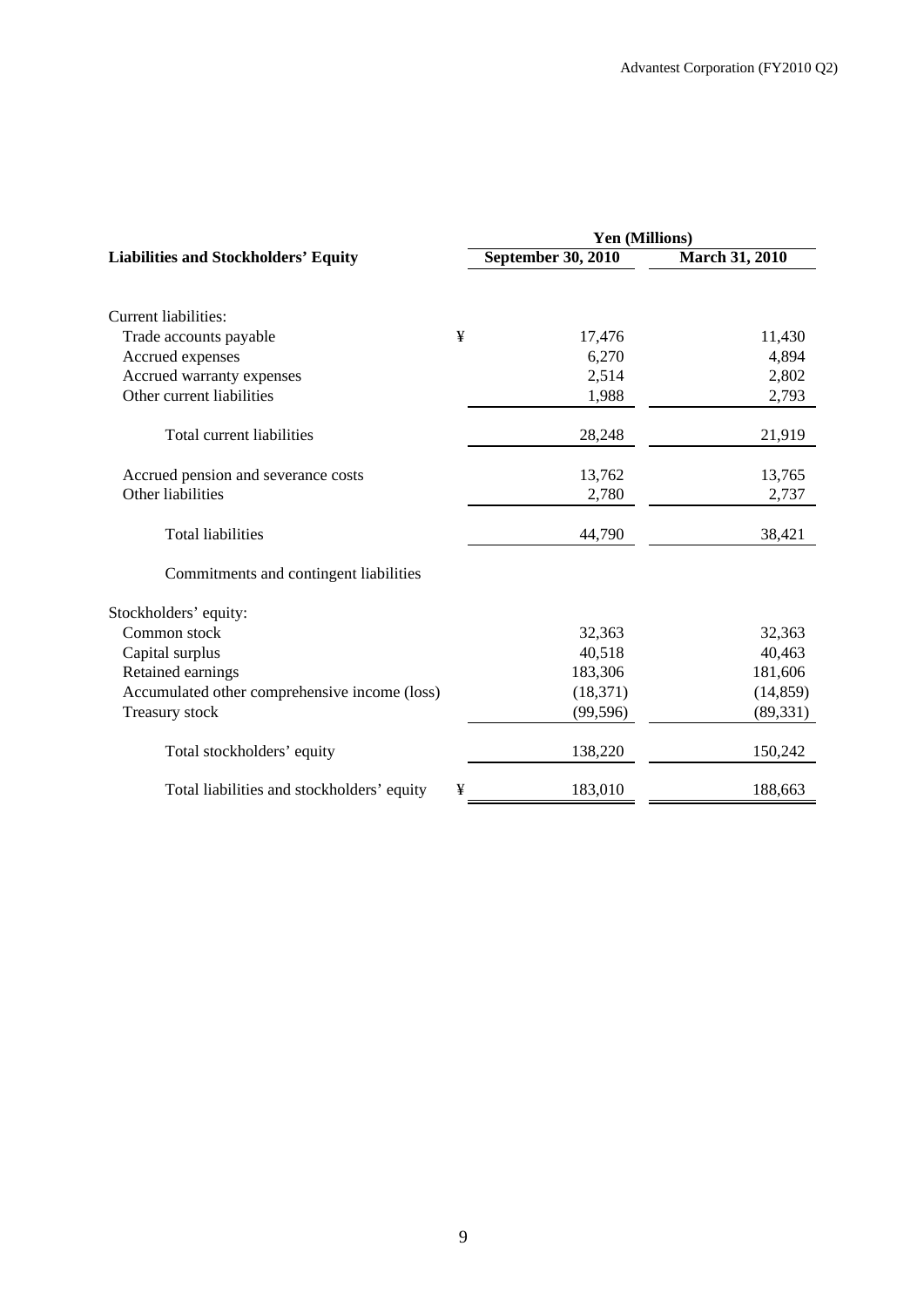| Liabilities and Stockholders' Equity | | Yen (Millions) | |
|---|---|---|---|
| | | September 30, 2010 | March 31, 2010 |
| Current liabilities: | | | |
| Trade accounts payable | ¥ | 17,476 | 11,430 |
| Accrued expenses | | 6,270 | 4,894 |
| Accrued warranty expenses | | 2,514 | 2,802 |
| Other current liabilities | | 1,988 | 2,793 |
| Total current liabilities | | 28,248 | 21,919 |
| Accrued pension and severance costs | | 13,762 | 13,765 |
| Other liabilities | | 2,780 | 2,737 |
| Total liabilities | | 44,790 | 38,421 |
| Commitments and contingent liabilities | | | |
| Stockholders' equity: | | | |
| Common stock | | 32,363 | 32,363 |
| Capital surplus | | 40,518 | 40,463 |
| Retained earnings | | 183,306 | 181,606 |
| Accumulated other comprehensive income (loss) | | (18,371) | (14,859) |
| Treasury stock | | (99,596) | (89,331) |
| Total stockholders' equity | | 138,220 | 150,242 |
| Total liabilities and stockholders' equity | ¥ | 183,010 | 188,663 |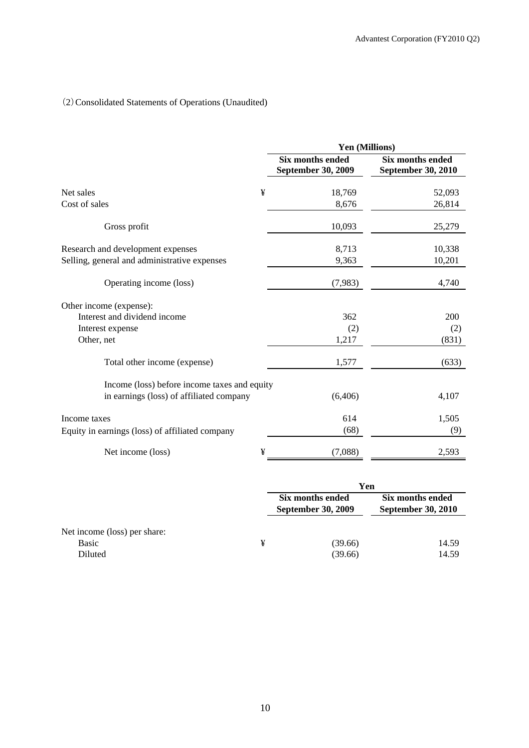（2）Consolidated Statements of Operations (Unaudited)

| | | Yen (Millions) | |
|---|---|---|---|
| | | **Six months ended September 30, 2009** | **Six months ended September 30, 2010** |
| Net sales | ¥ | 18,769 | 52,093 |
| Cost of sales | | 8,676 | 26,814 |
| Gross profit | | 10,093 | 25,279 |
| Research and development expenses | | 8,713 | 10,338 |
| Selling, general and administrative expenses | | 9,363 | 10,201 |
| Operating income (loss) | | (7,983) | 4,740 |
| Other income (expense): | | | |
| Interest and dividend income | | 362 | 200 |
| Interest expense | | (2) | (2) |
| Other, net | | 1,217 | (831) |
| Total other income (expense) | | 1,577 | (633) |
| Income (loss) before income taxes and equity in earnings (loss) of affiliated company | | (6,406) | 4,107 |
| Income taxes | | 614 | 1,505 |
| Equity in earnings (loss) of affiliated company | | (68) | (9) |
| Net income (loss) | ¥ | (7,088) | 2,593 |

| | | Yen | |
|---|---|---|---|
| | | **Six months ended September 30, 2009** | **Six months ended September 30, 2010** |
| Net income (loss) per share: | | | |
| Basic | ¥ | (39.66) | 14.59 |
| Diluted | | (39.66) | 14.59 |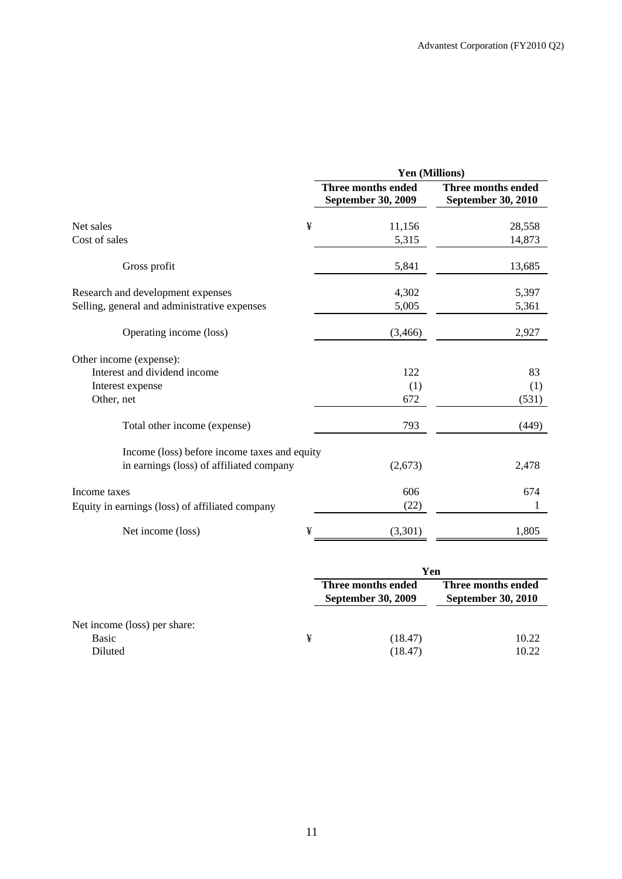| | | Yen (Millions) | |
|---|---|---|---|
| | | Three months ended September 30, 2009 | Three months ended September 30, 2010 |
| Net sales | ¥ | 11,156 | 28,558 |
| Cost of sales | | 5,315 | 14,873 |
| Gross profit | | 5,841 | 13,685 |
| Research and development expenses | | 4,302 | 5,397 |
| Selling, general and administrative expenses | | 5,005 | 5,361 |
| Operating income (loss) | | (3,466) | 2,927 |
| Other income (expense): | | | |
| Interest and dividend income | | 122 | 83 |
| Interest expense | | (1) | (1) |
| Other, net | | 672 | (531) |
| Total other income (expense) | | 793 | (449) |
| Income (loss) before income taxes and equity in earnings (loss) of affiliated company | | (2,673) | 2,478 |
| Income taxes | | 606 | 674 |
| Equity in earnings (loss) of affiliated company | | (22) | 1 |
| Net income (loss) | ¥ | (3,301) | 1,805 |

| | | Yen | |
|---|---|---|---|
| | | Three months ended September 30, 2009 | Three months ended September 30, 2010 |
| Net income (loss) per share: | | | |
| Basic | ¥ | (18.47) | 10.22 |
| Diluted | | (18.47) | 10.22 |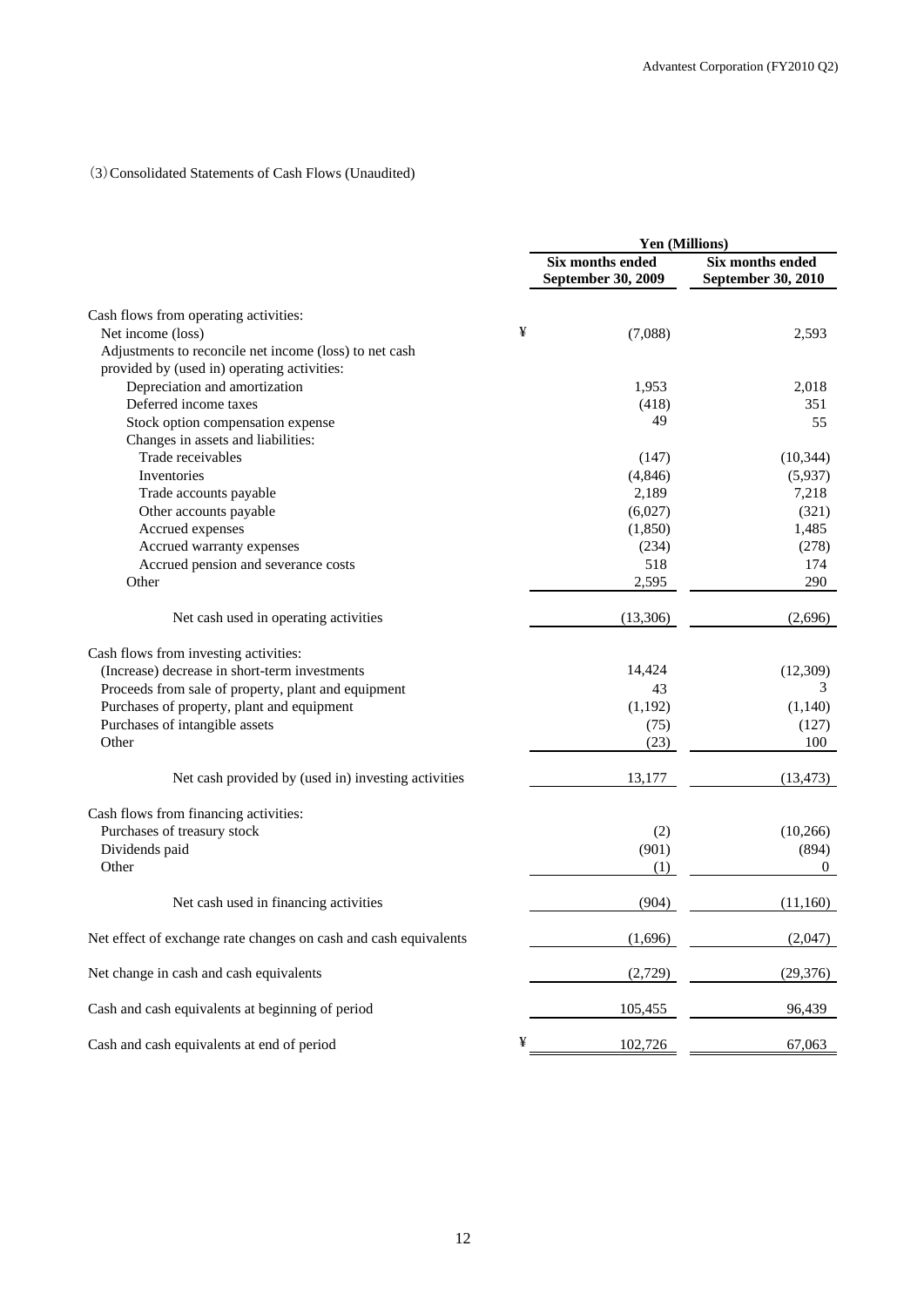(3) Consolidated Statements of Cash Flows (Unaudited)

| | Yen (Millions) | |
|---|---|---|
| | Six months ended September 30, 2009 | Six months ended September 30, 2010 |
| Cash flows from operating activities: | | |
| Net income (loss) | ¥ (7,088) | 2,593 |
| Adjustments to reconcile net income (loss) to net cash provided by (used in) operating activities: | | |
| Depreciation and amortization | 1,953 | 2,018 |
| Deferred income taxes | (418) | 351 |
| Stock option compensation expense | 49 | 55 |
| Changes in assets and liabilities: | | |
| Trade receivables | (147) | (10,344) |
| Inventories | (4,846) | (5,937) |
| Trade accounts payable | 2,189 | 7,218 |
| Other accounts payable | (6,027) | (321) |
| Accrued expenses | (1,850) | 1,485 |
| Accrued warranty expenses | (234) | (278) |
| Accrued pension and severance costs | 518 | 174 |
| Other | 2,595 | 290 |
| Net cash used in operating activities | (13,306) | (2,696) |
| Cash flows from investing activities: | | |
| (Increase) decrease in short-term investments | 14,424 | (12,309) |
| Proceeds from sale of property, plant and equipment | 43 | 3 |
| Purchases of property, plant and equipment | (1,192) | (1,140) |
| Purchases of intangible assets | (75) | (127) |
| Other | (23) | 100 |
| Net cash provided by (used in) investing activities | 13,177 | (13,473) |
| Cash flows from financing activities: | | |
| Purchases of treasury stock | (2) | (10,266) |
| Dividends paid | (901) | (894) |
| Other | (1) | 0 |
| Net cash used in financing activities | (904) | (11,160) |
| Net effect of exchange rate changes on cash and cash equivalents | (1,696) | (2,047) |
| Net change in cash and cash equivalents | (2,729) | (29,376) |
| Cash and cash equivalents at beginning of period | 105,455 | 96,439 |
| Cash and cash equivalents at end of period | ¥ 102,726 | 67,063 |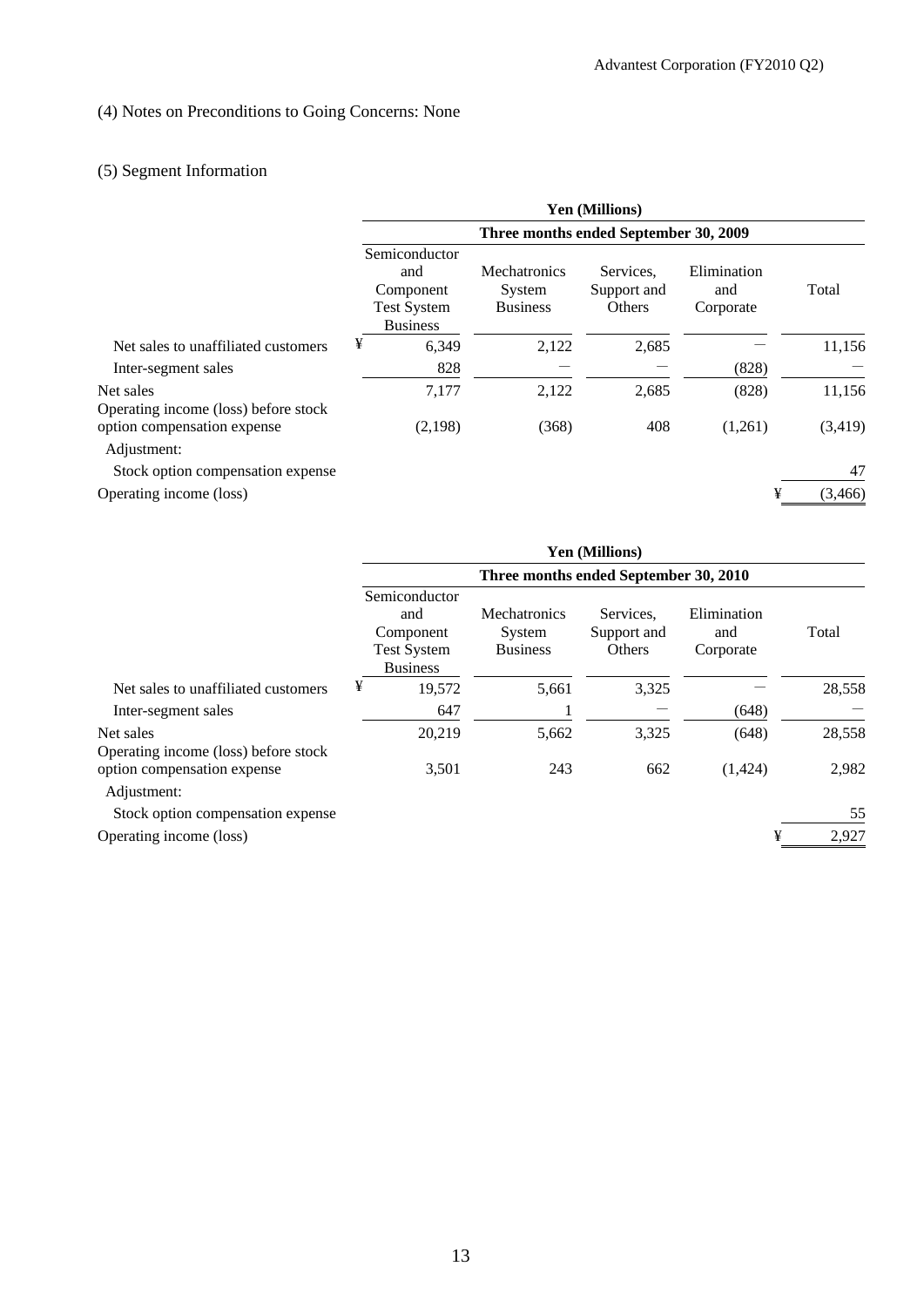(4) Notes on Preconditions to Going Concerns: None

(5) Segment Information

| | Yen (Millions) | | | | |
|---|---|---|---|---|---|
| | Three months ended September 30, 2009 | | | | |
| | Semiconductor and Component Test System Business | Mechatronics System Business | Services, Support and Others | Elimination and Corporate | Total |
| Net sales to unaffiliated customers | ¥ 6,349 | 2,122 | 2,685 | — | 11,156 |
| Inter-segment sales | 828 | — | — | (828) | — |
| Net sales | 7,177 | 2,122 | 2,685 | (828) | 11,156 |
| Operating income (loss) before stock option compensation expense | (2,198) | (368) | 408 | (1,261) | (3,419) |
| Adjustment: | | | | | |
| Stock option compensation expense | | | | | 47 |
| Operating income (loss) | | | | | ¥ (3,466) |

| | Yen (Millions) | | | | |
|---|---|---|---|---|---|
| | Three months ended September 30, 2010 | | | | |
| | Semiconductor and Component Test System Business | Mechatronics System Business | Services, Support and Others | Elimination and Corporate | Total |
| Net sales to unaffiliated customers | ¥ 19,572 | 5,661 | 3,325 | — | 28,558 |
| Inter-segment sales | 647 | 1 | — | (648) | — |
| Net sales | 20,219 | 5,662 | 3,325 | (648) | 28,558 |
| Operating income (loss) before stock option compensation expense | 3,501 | 243 | 662 | (1,424) | 2,982 |
| Adjustment: | | | | | |
| Stock option compensation expense | | | | | 55 |
| Operating income (loss) | | | | | ¥ 2,927 |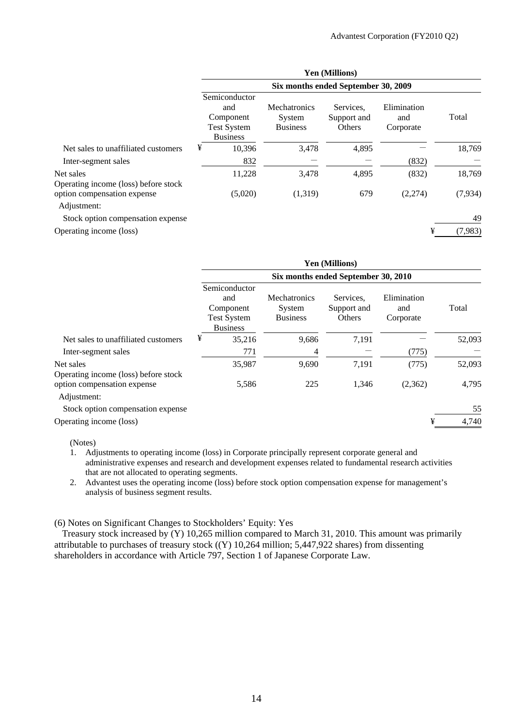| | Yen (Millions) | | | | |
|---|---|---|---|---|---|
| | Six months ended September 30, 2009 | | | | |
| | Semiconductor and Component Test System Business | Mechatronics System Business | Services, Support and Others | Elimination and Corporate | Total |
| Net sales to unaffiliated customers | ¥ 10,396 | 3,478 | 4,895 | — | 18,769 |
| Inter-segment sales | 832 | — | — | (832) | — |
| Net sales | 11,228 | 3,478 | 4,895 | (832) | 18,769 |
| Operating income (loss) before stock option compensation expense | (5,020) | (1,319) | 679 | (2,274) | (7,934) |
| Adjustment: | | | | | |
| Stock option compensation expense | | | | | 49 |
| Operating income (loss) | | | | | ¥ (7,983) |

| | Yen (Millions) | | | | |
|---|---|---|---|---|---|
| | Six months ended September 30, 2010 | | | | |
| | Semiconductor and Component Test System Business | Mechatronics System Business | Services, Support and Others | Elimination and Corporate | Total |
| Net sales to unaffiliated customers | ¥ 35,216 | 9,686 | 7,191 | — | 52,093 |
| Inter-segment sales | 771 | 4 | — | (775) | — |
| Net sales | 35,987 | 9,690 | 7,191 | (775) | 52,093 |
| Operating income (loss) before stock option compensation expense | 5,586 | 225 | 1,346 | (2,362) | 4,795 |
| Adjustment: | | | | | |
| Stock option compensation expense | | | | | 55 |
| Operating income (loss) | | | | | ¥ 4,740 |

(Notes)

1. Adjustments to operating income (loss) in Corporate principally represent corporate general and administrative expenses and research and development expenses related to fundamental research activities that are not allocated to operating segments.
2. Advantest uses the operating income (loss) before stock option compensation expense for management's analysis of business segment results.

(6) Notes on Significant Changes to Stockholders' Equity: Yes

Treasury stock increased by (Y) 10,265 million compared to March 31, 2010. This amount was primarily attributable to purchases of treasury stock ((Y) 10,264 million; 5,447,922 shares) from dissenting shareholders in accordance with Article 797, Section 1 of Japanese Corporate Law.